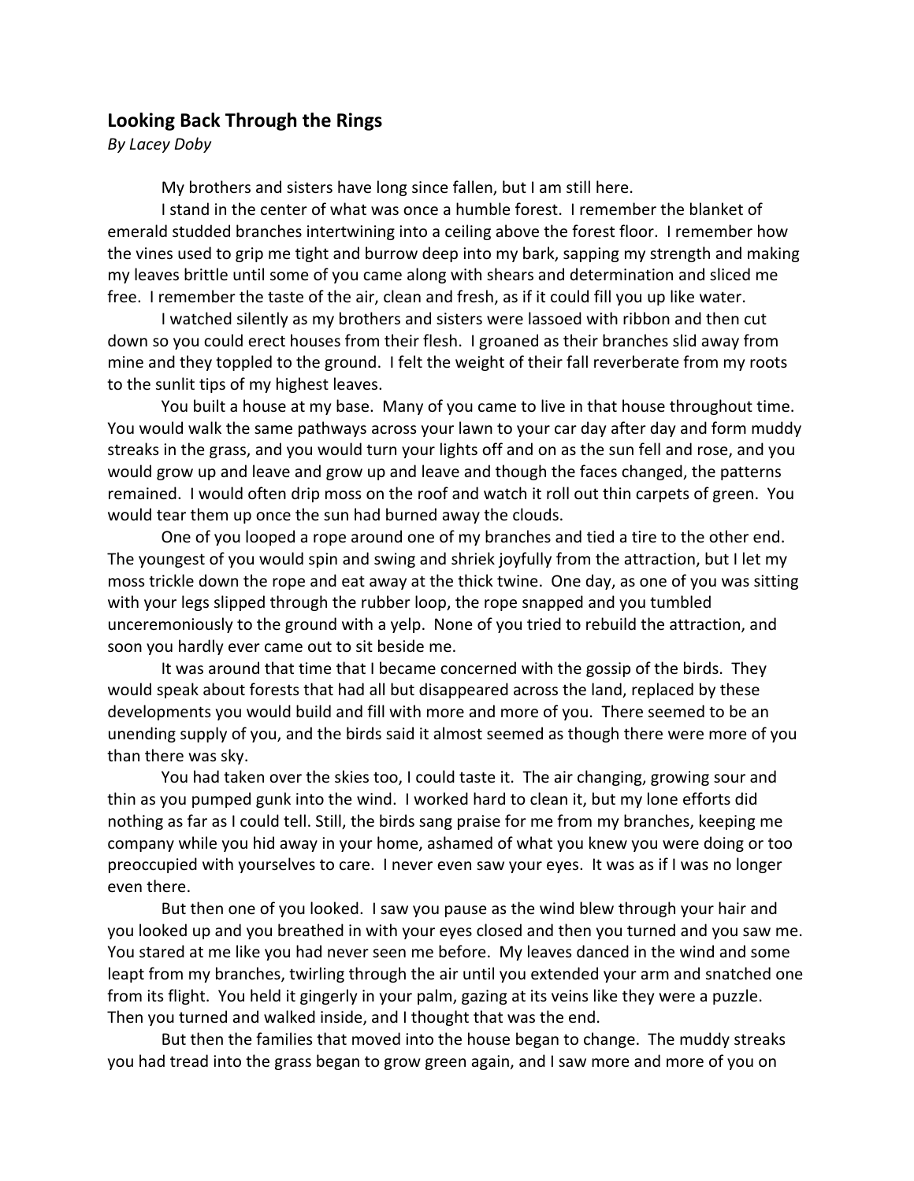## Looking Back Through the Rings

*By Lacey Doby*

My brothers and sisters have long since fallen, but I am still here.

I stand in the center of what was once a humble forest. I remember the blanket of emerald studded branches intertwining into a ceiling above the forest floor. I remember how the vines used to grip me tight and burrow deep into my bark, sapping my strength and making my leaves brittle until some of you came along with shears and determination and sliced me free. I remember the taste of the air, clean and fresh, as if it could fill you up like water.

I watched silently as my brothers and sisters were lassoed with ribbon and then cut down so you could erect houses from their flesh. I groaned as their branches slid away from mine and they toppled to the ground. I felt the weight of their fall reverberate from my roots to the sunlit tips of my highest leaves.

You built a house at my base. Many of you came to live in that house throughout time. You would walk the same pathways across your lawn to your car day after day and form muddy streaks in the grass, and you would turn your lights off and on as the sun fell and rose, and you would grow up and leave and grow up and leave and though the faces changed, the patterns remained. I would often drip moss on the roof and watch it roll out thin carpets of green. You would tear them up once the sun had burned away the clouds.

One of you looped a rope around one of my branches and tied a tire to the other end. The youngest of you would spin and swing and shriek joyfully from the attraction, but I let my moss trickle down the rope and eat away at the thick twine. One day, as one of you was sitting with your legs slipped through the rubber loop, the rope snapped and you tumbled unceremoniously to the ground with a yelp. None of you tried to rebuild the attraction, and soon you hardly ever came out to sit beside me.

It was around that time that I became concerned with the gossip of the birds. They would speak about forests that had all but disappeared across the land, replaced by these developments you would build and fill with more and more of you. There seemed to be an unending supply of you, and the birds said it almost seemed as though there were more of you than there was sky.

You had taken over the skies too, I could taste it. The air changing, growing sour and thin as you pumped gunk into the wind. I worked hard to clean it, but my lone efforts did nothing as far as I could tell. Still, the birds sang praise for me from my branches, keeping me company while you hid away in your home, ashamed of what you knew you were doing or too preoccupied with yourselves to care. I never even saw your eyes. It was as if I was no longer even there.

But then one of you looked. I saw you pause as the wind blew through your hair and you looked up and you breathed in with your eyes closed and then you turned and you saw me. You stared at me like you had never seen me before. My leaves danced in the wind and some leapt from my branches, twirling through the air until you extended your arm and snatched one from its flight. You held it gingerly in your palm, gazing at its veins like they were a puzzle. Then you turned and walked inside, and I thought that was the end.

But then the families that moved into the house began to change. The muddy streaks you had tread into the grass began to grow green again, and I saw more and more of you on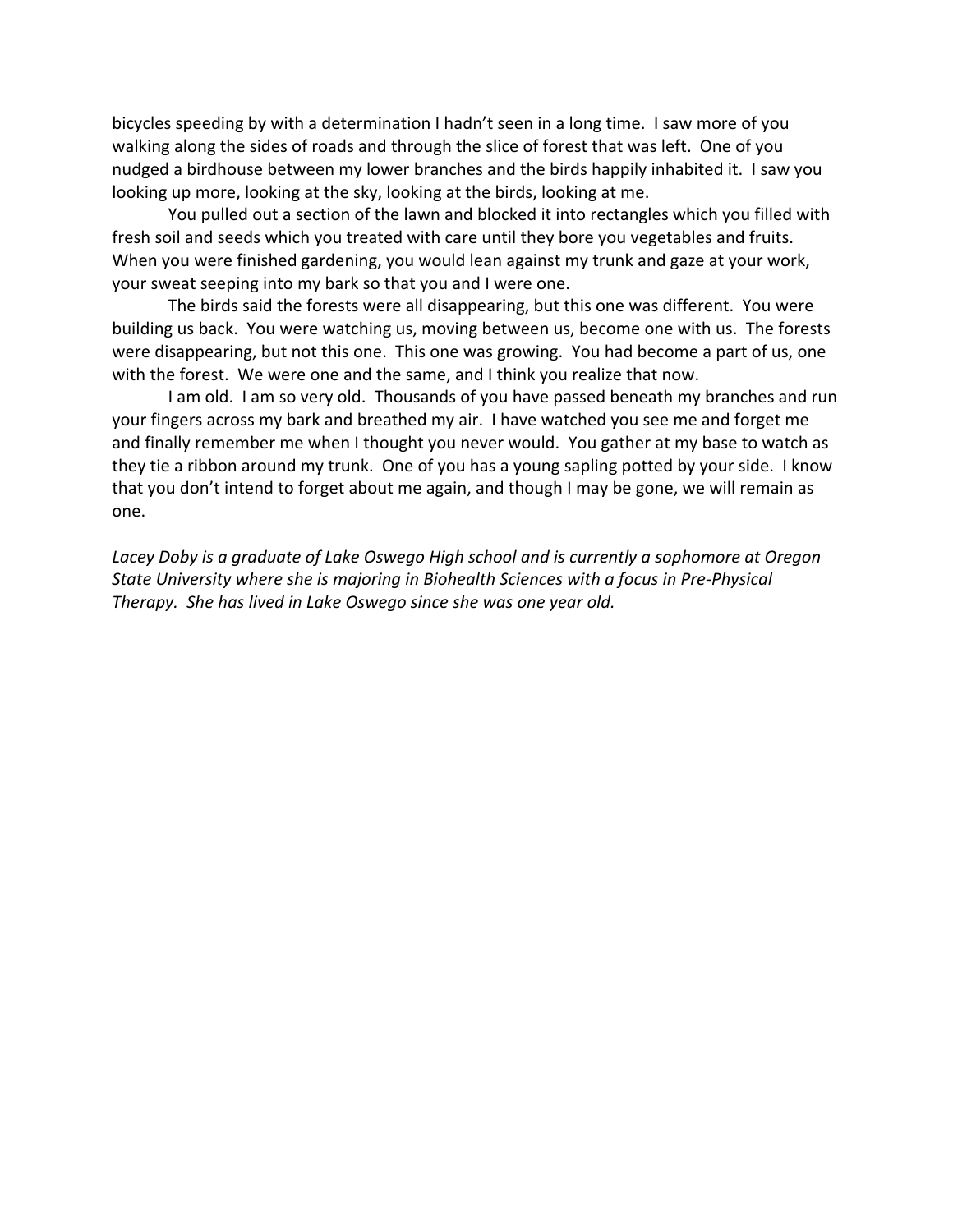bicycles speeding by with a determination I hadn't seen in a long time. I saw more of you walking along the sides of roads and through the slice of forest that was left. One of you nudged a birdhouse between my lower branches and the birds happily inhabited it. I saw you looking up more, looking at the sky, looking at the birds, looking at me.

You pulled out a section of the lawn and blocked it into rectangles which you filled with fresh soil and seeds which you treated with care until they bore you vegetables and fruits. When you were finished gardening, you would lean against my trunk and gaze at your work, your sweat seeping into my bark so that you and I were one.

The birds said the forests were all disappearing, but this one was different. You were building us back. You were watching us, moving between us, become one with us. The forests were disappearing, but not this one. This one was growing. You had become a part of us, one with the forest. We were one and the same, and I think you realize that now.

I am old. I am so very old. Thousands of you have passed beneath my branches and run your fingers across my bark and breathed my air. I have watched you see me and forget me and finally remember me when I thought you never would. You gather at my base to watch as they tie a ribbon around my trunk. One of you has a young sapling potted by your side. I know that you don't intend to forget about me again, and though I may be gone, we will remain as one.

*Lacey Doby is a graduate of Lake Oswego High school and is currently a sophomore at Oregon State University where she is majoring in Biohealth Sciences with a focus in Pre-Physical Therapy. She has lived in Lake Oswego since she was one year old.*